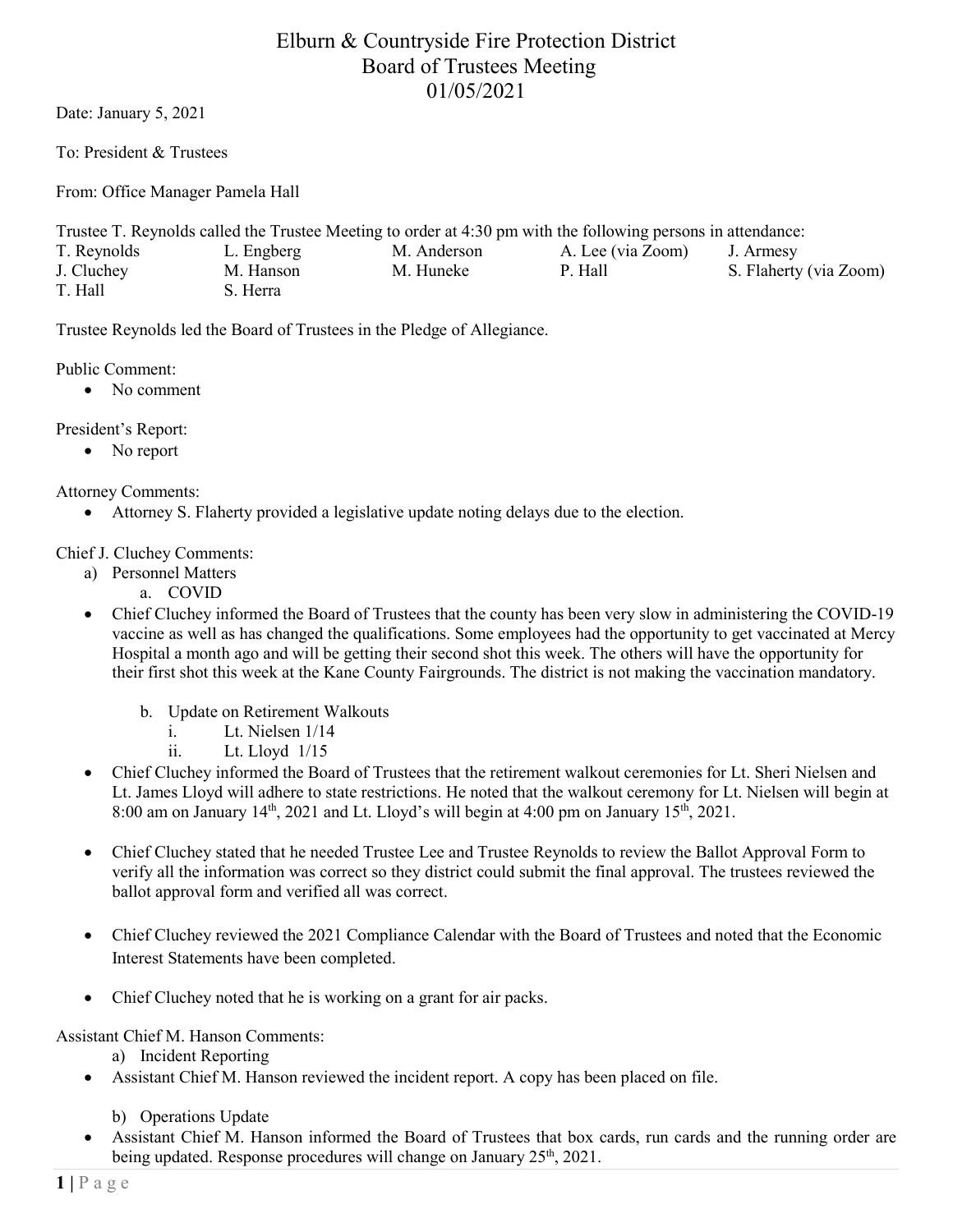# Elburn & Countryside Fire Protection District
## Board of Trustees Meeting
## 01/05/2021

Date: January 5, 2021

To: President & Trustees

From: Office Manager Pamela Hall

Trustee T. Reynolds called the Trustee Meeting to order at 4:30 pm with the following persons in attendance:

| | | | | |
|---|---|---|---|---|
| T. Reynolds | L. Engberg | M. Anderson | A. Lee (via Zoom) | J. Armesy |
| J. Cluchey | M. Hanson | M. Huneke | P. Hall | S. Flaherty (via Zoom) |
| T. Hall | S. Herra | | | |

Trustee Reynolds led the Board of Trustees in the Pledge of Allegiance.

Public Comment:

- No comment

President's Report:

- No report

Attorney Comments:

- Attorney S. Flaherty provided a legislative update noting delays due to the election.

Chief J. Cluchey Comments:

a) Personnel Matters
   a. COVID

- Chief Cluchey informed the Board of Trustees that the county has been very slow in administering the COVID-19 vaccine as well as has changed the qualifications. Some employees had the opportunity to get vaccinated at Mercy Hospital a month ago and will be getting their second shot this week. The others will have the opportunity for their first shot this week at the Kane County Fairgrounds. The district is not making the vaccination mandatory.

   b. Update on Retirement Walkouts
      i. Lt. Nielsen 1/14
      ii. Lt. Lloyd 1/15

- Chief Cluchey informed the Board of Trustees that the retirement walkout ceremonies for Lt. Sheri Nielsen and Lt. James Lloyd will adhere to state restrictions. He noted that the walkout ceremony for Lt. Nielsen will begin at 8:00 am on January 14th, 2021 and Lt. Lloyd's will begin at 4:00 pm on January 15th, 2021.

- Chief Cluchey stated that he needed Trustee Lee and Trustee Reynolds to review the Ballot Approval Form to verify all the information was correct so they district could submit the final approval. The trustees reviewed the ballot approval form and verified all was correct.

- Chief Cluchey reviewed the 2021 Compliance Calendar with the Board of Trustees and noted that the Economic Interest Statements have been completed.

- Chief Cluchey noted that he is working on a grant for air packs.

Assistant Chief M. Hanson Comments:

a) Incident Reporting

- Assistant Chief M. Hanson reviewed the incident report. A copy has been placed on file.

b) Operations Update

- Assistant Chief M. Hanson informed the Board of Trustees that box cards, run cards and the running order are being updated. Response procedures will change on January 25th, 2021.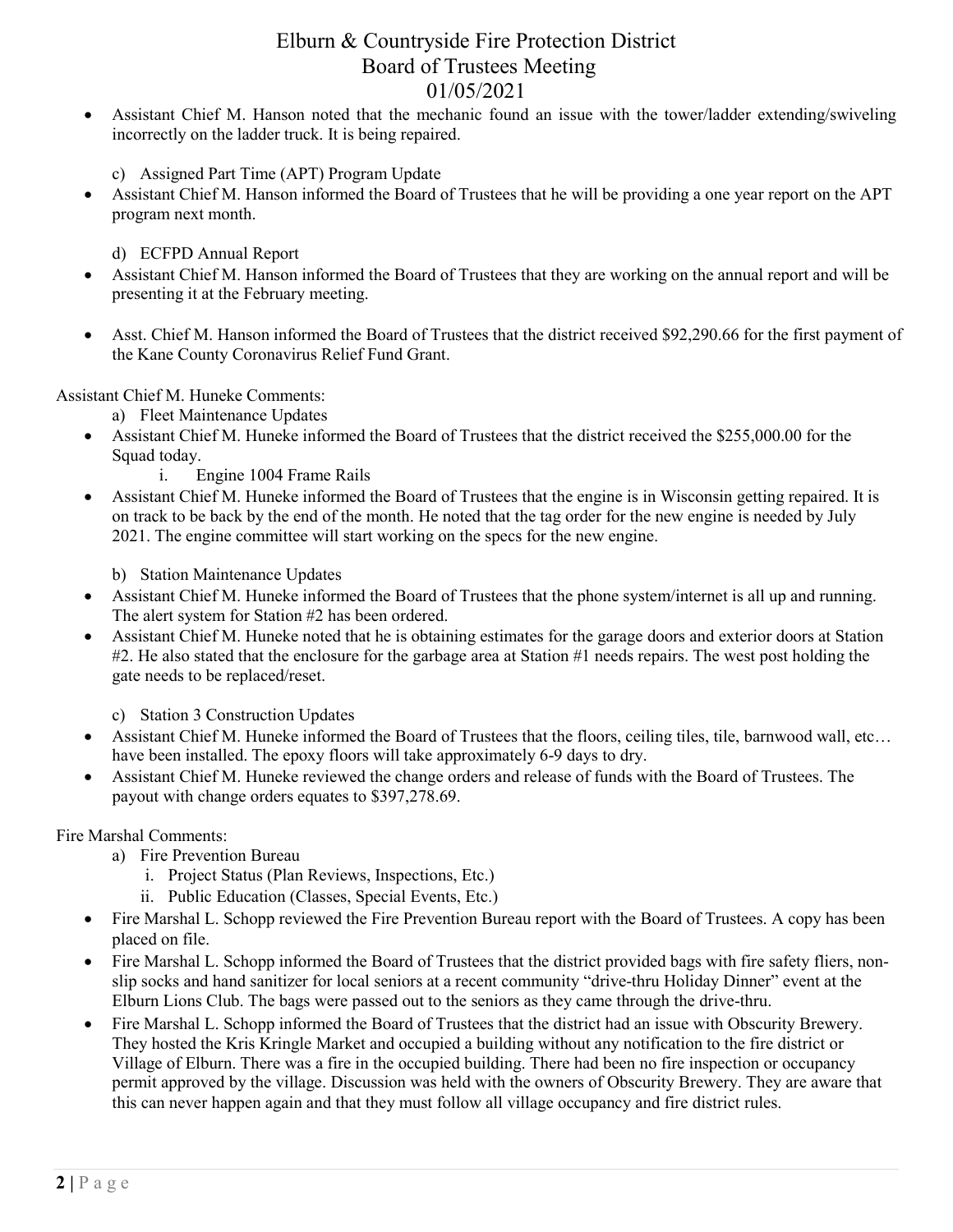- Assistant Chief M. Hanson noted that the mechanic found an issue with the tower/ladder extending/swiveling incorrectly on the ladder truck. It is being repaired.

  c) Assigned Part Time (APT) Program Update
- Assistant Chief M. Hanson informed the Board of Trustees that he will be providing a one year report on the APT program next month.

  d) ECFPD Annual Report
- Assistant Chief M. Hanson informed the Board of Trustees that they are working on the annual report and will be presenting it at the February meeting.

- Asst. Chief M. Hanson informed the Board of Trustees that the district received $92,290.66 for the first payment of the Kane County Coronavirus Relief Fund Grant.

Assistant Chief M. Huneke Comments:

a) Fleet Maintenance Updates
- Assistant Chief M. Huneke informed the Board of Trustees that the district received the $255,000.00 for the Squad today.
  i. Engine 1004 Frame Rails
- Assistant Chief M. Huneke informed the Board of Trustees that the engine is in Wisconsin getting repaired. It is on track to be back by the end of the month. He noted that the tag order for the new engine is needed by July 2021. The engine committee will start working on the specs for the new engine.

b) Station Maintenance Updates
- Assistant Chief M. Huneke informed the Board of Trustees that the phone system/internet is all up and running. The alert system for Station #2 has been ordered.
- Assistant Chief M. Huneke noted that he is obtaining estimates for the garage doors and exterior doors at Station #2. He also stated that the enclosure for the garbage area at Station #1 needs repairs. The west post holding the gate needs to be replaced/reset.

c) Station 3 Construction Updates
- Assistant Chief M. Huneke informed the Board of Trustees that the floors, ceiling tiles, tile, barnwood wall, etc… have been installed. The epoxy floors will take approximately 6-9 days to dry.
- Assistant Chief M. Huneke reviewed the change orders and release of funds with the Board of Trustees. The payout with change orders equates to $397,278.69.

Fire Marshal Comments:

a) Fire Prevention Bureau
  i. Project Status (Plan Reviews, Inspections, Etc.)
  ii. Public Education (Classes, Special Events, Etc.)
- Fire Marshal L. Schopp reviewed the Fire Prevention Bureau report with the Board of Trustees. A copy has been placed on file.
- Fire Marshal L. Schopp informed the Board of Trustees that the district provided bags with fire safety fliers, non-slip socks and hand sanitizer for local seniors at a recent community "drive-thru Holiday Dinner" event at the Elburn Lions Club. The bags were passed out to the seniors as they came through the drive-thru.
- Fire Marshal L. Schopp informed the Board of Trustees that the district had an issue with Obscurity Brewery. They hosted the Kris Kringle Market and occupied a building without any notification to the fire district or Village of Elburn. There was a fire in the occupied building. There had been no fire inspection or occupancy permit approved by the village. Discussion was held with the owners of Obscurity Brewery. They are aware that this can never happen again and that they must follow all village occupancy and fire district rules.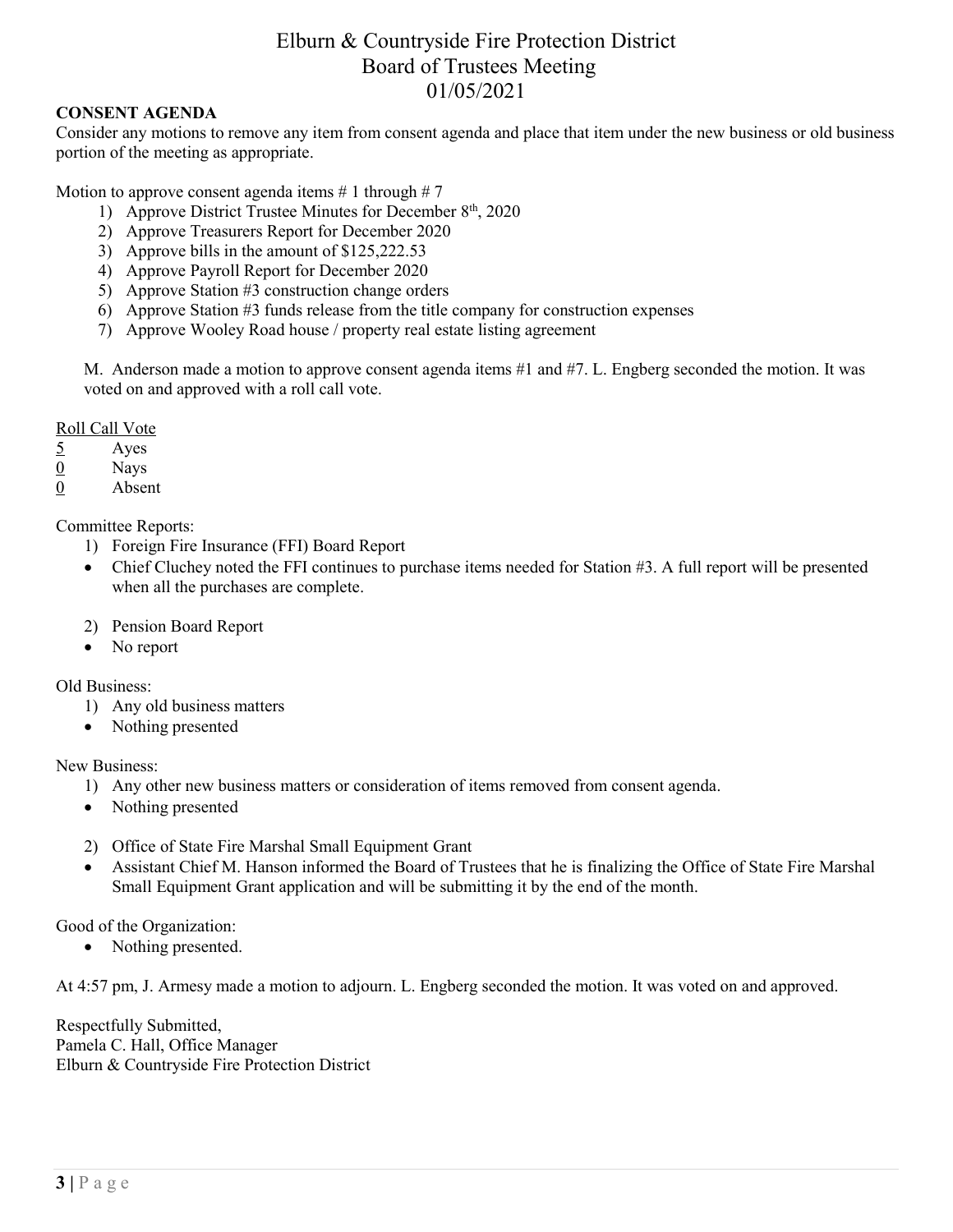# Elburn & Countryside Fire Protection District
## Board of Trustees Meeting
## 01/05/2021

**CONSENT AGENDA**

Consider any motions to remove any item from consent agenda and place that item under the new business or old business portion of the meeting as appropriate.

Motion to approve consent agenda items # 1 through # 7

1) Approve District Trustee Minutes for December 8th, 2020
2) Approve Treasurers Report for December 2020
3) Approve bills in the amount of $125,222.53
4) Approve Payroll Report for December 2020
5) Approve Station #3 construction change orders
6) Approve Station #3 funds release from the title company for construction expenses
7) Approve Wooley Road house / property real estate listing agreement

M. Anderson made a motion to approve consent agenda items #1 and #7. L. Engberg seconded the motion. It was voted on and approved with a roll call vote.

Roll Call Vote

5 Ayes
0 Nays
0 Absent

Committee Reports:

1) Foreign Fire Insurance (FFI) Board Report
   - Chief Cluchey noted the FFI continues to purchase items needed for Station #3. A full report will be presented when all the purchases are complete.
2) Pension Board Report
   - No report

Old Business:

1) Any old business matters
   - Nothing presented

New Business:

1) Any other new business matters or consideration of items removed from consent agenda.
   - Nothing presented
2) Office of State Fire Marshal Small Equipment Grant
   - Assistant Chief M. Hanson informed the Board of Trustees that he is finalizing the Office of State Fire Marshal Small Equipment Grant application and will be submitting it by the end of the month.

Good of the Organization:

- Nothing presented.

At 4:57 pm, J. Armesy made a motion to adjourn. L. Engberg seconded the motion. It was voted on and approved.

Respectfully Submitted,
Pamela C. Hall, Office Manager
Elburn & Countryside Fire Protection District